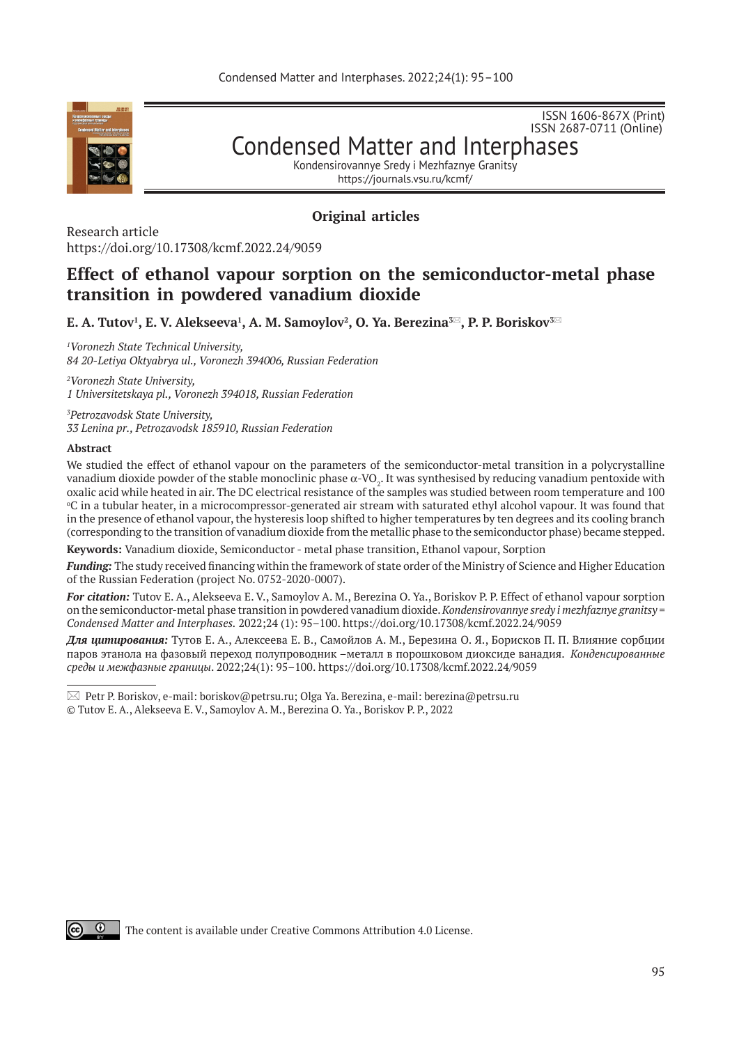ISSN 1606-867X (Print)
ISSN 2687-0711 (Online)

Condensed Matter and Interphases

Kondensirovannye Sredy i Mezhfaznye Granitsy

https://journals.vsu.ru/kcmf/

**Original articles**

Research article
https://doi.org/10.17308/kcmf.2022.24/9059

# Effect of ethanol vapour sorption on the semiconductor-metal phase transition in powdered vanadium dioxide

**E. A. Tutov[1], E. V. Alekseeva[1], A. M. Samoylov[2], O. Ya. Berezina[3]✉, P. P. Boriskov[3]✉**

*[1]Voronezh State Technical University,*
*84 20-Letiya Oktyabrya ul., Voronezh 394006, Russian Federation*

*[2]Voronezh State University,*
*1 Universitetskaya pl., Voronezh 394018, Russian Federation*

*[3]Petrozavodsk State University,*
*33 Lenina pr., Petrozavodsk 185910, Russian Federation*

**Abstract**

We studied the effect of ethanol vapour on the parameters of the semiconductor-metal transition in a polycrystalline vanadium dioxide powder of the stable monoclinic phase $\alpha$-$VO_2$. It was synthesised by reducing vanadium pentoxide with oxalic acid while heated in air. The DC electrical resistance of the samples was studied between room temperature and 100 °C in a tubular heater, in a microcompressor-generated air stream with saturated ethyl alcohol vapour. It was found that in the presence of ethanol vapour, the hysteresis loop shifted to higher temperatures by ten degrees and its cooling branch (corresponding to the transition of vanadium dioxide from the metallic phase to the semiconductor phase) became stepped.

**Keywords:** Vanadium dioxide, Semiconductor - metal phase transition, Ethanol vapour, Sorption

***Funding:*** The study received financing within the framework of state order of the Ministry of Science and Higher Education of the Russian Federation (project No. 0752-2020-0007).

***For citation:*** Tutov E. A., Alekseeva E. V., Samoylov A. M., Berezina O. Ya., Boriskov P. P. Effect of ethanol vapour sorption on the semiconductor-metal phase transition in powdered vanadium dioxide. *Kondensirovannye sredy i mezhfaznye granitsy = Condensed Matter and Interphases.* 2022;24 (1): 95–100. https://doi.org/10.17308/kcmf.2022.24/9059

***Для цитирования:*** Тутов Е. А., Алексеева Е. В., Самойлов А. М., Березина О. Я., Борисков П. П. Влияние сорбции паров этанола на фазовый переход полупроводник –металл в порошковом диоксиде ванадия. *Конденсированные среды и межфазные границы*. 2022;24(1): 95–100. https://doi.org/10.17308/kcmf.2022.24/9059

✉ Petr P. Boriskov, e-mail: boriskov@petrsu.ru; Olga Ya. Berezina, e-mail: berezina@petrsu.ru

© Tutov E. A., Alekseeva E. V., Samoylov A. M., Berezina O. Ya., Boriskov P. P., 2022

The content is available under Creative Commons Attribution 4.0 License.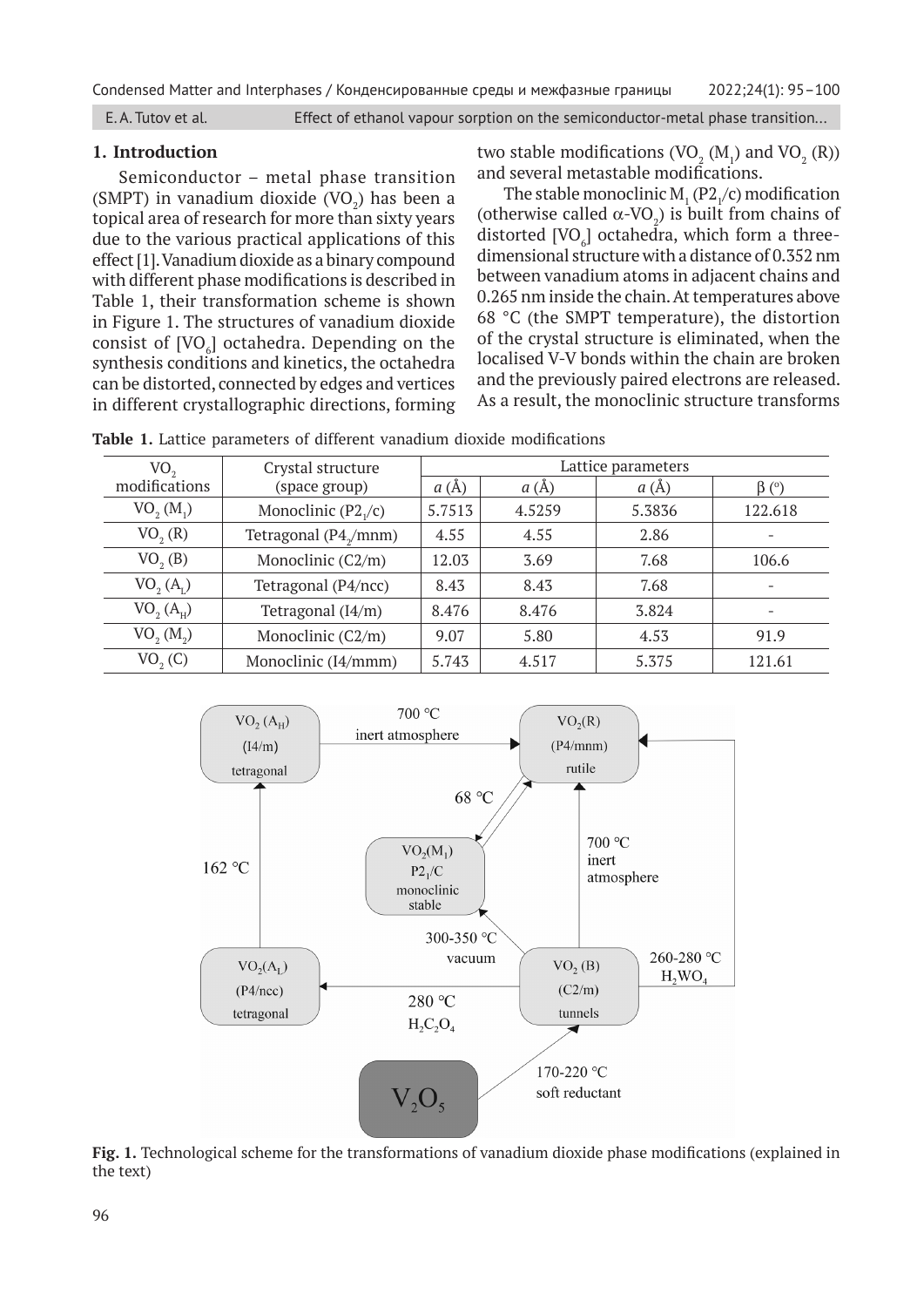## 1. Introduction

Semiconductor – metal phase transition (SMPT) in vanadium dioxide ($VO_2$) has been a topical area of research for more than sixty years due to the various practical applications of this effect [1]. Vanadium dioxide as a binary compound with different phase modifications is described in Table 1, their transformation scheme is shown in Figure 1. The structures of vanadium dioxide consist of [$VO_6$] octahedra. Depending on the synthesis conditions and kinetics, the octahedra can be distorted, connected by edges and vertices in different crystallographic directions, forming two stable modifications ($VO_2$ ($M_1$) and $VO_2$ (R)) and several metastable modifications.

The stable monoclinic $M_1$ ($P2_1/c$) modification (otherwise called $\alpha$-$VO_2$) is built from chains of distorted [$VO_6$] octahedra, which form a three-dimensional structure with a distance of 0.352 nm between vanadium atoms in adjacent chains and 0.265 nm inside the chain. At temperatures above 68 °C (the SMPT temperature), the distortion of the crystal structure is eliminated, when the localised V-V bonds within the chain are broken and the previously paired electrons are released. As a result, the monoclinic structure transforms

**Table 1.** Lattice parameters of different vanadium dioxide modifications

| $VO_2$ modifications | Crystal structure (space group) | Lattice parameters | | | |
|---|---|---|---|---|---|
| | | *a* (Å) | *a* (Å) | *a* (Å) | β (°) |
| $VO_2$ ($M_1$) | Monoclinic ($P2_1/c$) | 5.7513 | 4.5259 | 5.3836 | 122.618 |
| $VO_2$ (R) | Tetragonal ($P4_2/mnm$) | 4.55 | 4.55 | 2.86 | - |
| $VO_2$ (B) | Monoclinic (C2/m) | 12.03 | 3.69 | 7.68 | 106.6 |
| $VO_2$ ($A_L$) | Tetragonal (P4/ncc) | 8.43 | 8.43 | 7.68 | - |
| $VO_2$ ($A_H$) | Tetragonal (I4/m) | 8.476 | 8.476 | 3.824 | - |
| $VO_2$ ($M_2$) | Monoclinic (C2/m) | 9.07 | 5.80 | 4.53 | 91.9 |
| $VO_2$ (C) | Monoclinic (I4/mmm) | 5.743 | 4.517 | 5.375 | 121.61 |

**Fig. 1.** Technological scheme for the transformations of vanadium dioxide phase modifications (explained in the text)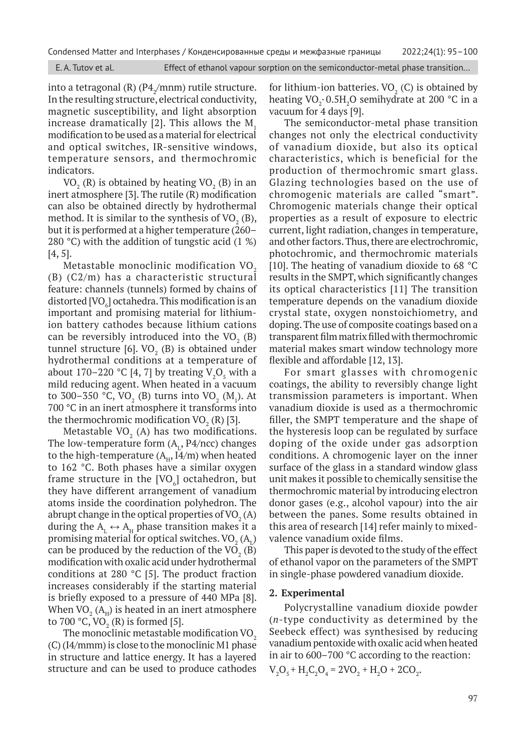into a tetragonal (R) ($P4_2/mnm$) rutile structure. In the resulting structure, electrical conductivity, magnetic susceptibility, and light absorption increase dramatically [2]. This allows the $M_1$ modification to be used as a material for electrical and optical switches, IR-sensitive windows, temperature sensors, and thermochromic indicators.

$VO_2$ (R) is obtained by heating $VO_2$ (B) in an inert atmosphere [3]. The rutile (R) modification can also be obtained directly by hydrothermal method. It is similar to the synthesis of $VO_2$ (B), but it is performed at a higher temperature (260–280 °C) with the addition of tungstic acid (1 %) [4, 5].

Metastable monoclinic modification $VO_2$ (B) ($C2/m$) has a characteristic structural feature: channels (tunnels) formed by chains of distorted $[VO_6]$ octahedra. This modification is an important and promising material for lithium-ion battery cathodes because lithium cations can be reversibly introduced into the $VO_2$ (B) tunnel structure [6]. $VO_2$ (B) is obtained under hydrothermal conditions at a temperature of about 170–220 °C [4, 7] by treating $V_2O_5$ with a mild reducing agent. When heated in a vacuum to 300–350 °C, $VO_2$ (B) turns into $VO_2$ ($M_1$). At 700 °C in an inert atmosphere it transforms into the thermochromic modification $VO_2$ (R) [3].

Metastable $VO_2$ (A) has two modifications. The low-temperature form ($A_L$, $P4/ncc$) changes to the high-temperature ($A_H$, $I4/m$) when heated to 162 °C. Both phases have a similar oxygen frame structure in the $[VO_6]$ octahedron, but they have different arrangement of vanadium atoms inside the coordination polyhedron. The abrupt change in the optical properties of $VO_2$ (A) during the $A_L \leftrightarrow A_H$ phase transition makes it a promising material for optical switches. $VO_2$ ($A_L$) can be produced by the reduction of the $VO_2$ (B) modification with oxalic acid under hydrothermal conditions at 280 °C [5]. The product fraction increases considerably if the starting material is briefly exposed to a pressure of 440 MPa [8]. When $VO_2$ ($A_H$) is heated in an inert atmosphere to 700 °C, $VO_2$ (R) is formed [5].

The monoclinic metastable modification $VO_2$ (C) ($I4/mmm$) is close to the monoclinic M1 phase in structure and lattice energy. It has a layered structure and can be used to produce cathodes for lithium-ion batteries. $VO_2$ (C) is obtained by heating $VO_2 \cdot 0.5H_2O$ semihydrate at 200 °C in a vacuum for 4 days [9].

The semiconductor-metal phase transition changes not only the electrical conductivity of vanadium dioxide, but also its optical characteristics, which is beneficial for the production of thermochromic smart glass. Glazing technologies based on the use of chromogenic materials are called "smart". Chromogenic materials change their optical properties as a result of exposure to electric current, light radiation, changes in temperature, and other factors. Thus, there are electrochromic, photochromic, and thermochromic materials [10]. The heating of vanadium dioxide to 68 °C results in the SMPT, which significantly changes its optical characteristics [11] The transition temperature depends on the vanadium dioxide crystal state, oxygen nonstoichiometry, and doping. The use of composite coatings based on a transparent film matrix filled with thermochromic material makes smart window technology more flexible and affordable [12, 13].

For smart glasses with chromogenic coatings, the ability to reversibly change light transmission parameters is important. When vanadium dioxide is used as a thermochromic filler, the SMPT temperature and the shape of the hysteresis loop can be regulated by surface doping of the oxide under gas adsorption conditions. A chromogenic layer on the inner surface of the glass in a standard window glass unit makes it possible to chemically sensitise the thermochromic material by introducing electron donor gases (e.g., alcohol vapour) into the air between the panes. Some results obtained in this area of research [14] refer mainly to mixed-valence vanadium oxide films.

This paper is devoted to the study of the effect of ethanol vapor on the parameters of the SMPT in single-phase powdered vanadium dioxide.

## 2. Experimental

Polycrystalline vanadium dioxide powder (*n*-type conductivity as determined by the Seebeck effect) was synthesised by reducing vanadium pentoxide with oxalic acid when heated in air to 600–700 °C according to the reaction:

$$V_2O_5 + H_2C_2O_4 = 2VO_2 + H_2O + 2CO_2.$$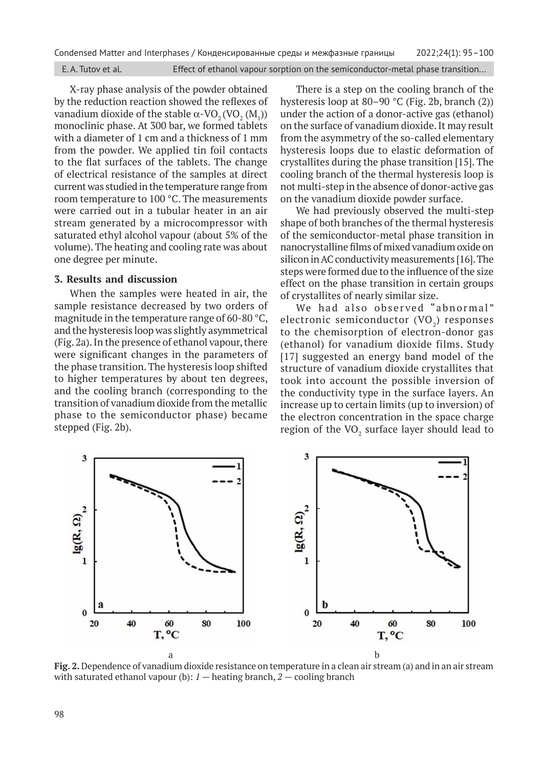X-ray phase analysis of the powder obtained by the reduction reaction showed the reflexes of vanadium dioxide of the stable $\alpha$-$VO_2$ ($VO_2$ ($M_1$)) monoclinic phase. At 300 bar, we formed tablets with a diameter of 1 cm and a thickness of 1 mm from the powder. We applied tin foil contacts to the flat surfaces of the tablets. The change of electrical resistance of the samples at direct current was studied in the temperature range from room temperature to 100 °C. The measurements were carried out in a tubular heater in an air stream generated by a microcompressor with saturated ethyl alcohol vapour (about 5% of the volume). The heating and cooling rate was about one degree per minute.

## 3. Results and discussion

When the samples were heated in air, the sample resistance decreased by two orders of magnitude in the temperature range of 60-80 °C, and the hysteresis loop was slightly asymmetrical (Fig. 2a). In the presence of ethanol vapour, there were significant changes in the parameters of the phase transition. The hysteresis loop shifted to higher temperatures by about ten degrees, and the cooling branch (corresponding to the transition of vanadium dioxide from the metallic phase to the semiconductor phase) became stepped (Fig. 2b).

There is a step on the cooling branch of the hysteresis loop at 80–90 °C (Fig. 2b, branch (2)) under the action of a donor-active gas (ethanol) on the surface of vanadium dioxide. It may result from the asymmetry of the so-called elementary hysteresis loops due to elastic deformation of crystallites during the phase transition [15]. The cooling branch of the thermal hysteresis loop is not multi-step in the absence of donor-active gas on the vanadium dioxide powder surface.

We had previously observed the multi-step shape of both branches of the thermal hysteresis of the semiconductor-metal phase transition in nanocrystalline films of mixed vanadium oxide on silicon in AC conductivity measurements [16]. The steps were formed due to the influence of the size effect on the phase transition in certain groups of crystallites of nearly similar size.

We had also observed "abnormal" electronic semiconductor ($VO_2$) responses to the chemisorption of electron-donor gas (ethanol) for vanadium dioxide films. Study [17] suggested an energy band model of the structure of vanadium dioxide crystallites that took into account the possible inversion of the conductivity type in the surface layers. An increase up to certain limits (up to inversion) of the electron concentration in the space charge region of the $VO_2$ surface layer should lead to

**Fig. 2.** Dependence of vanadium dioxide resistance on temperature in a clean air stream (a) and in an air stream with saturated ethanol vapour (b): *1* — heating branch, *2* — cooling branch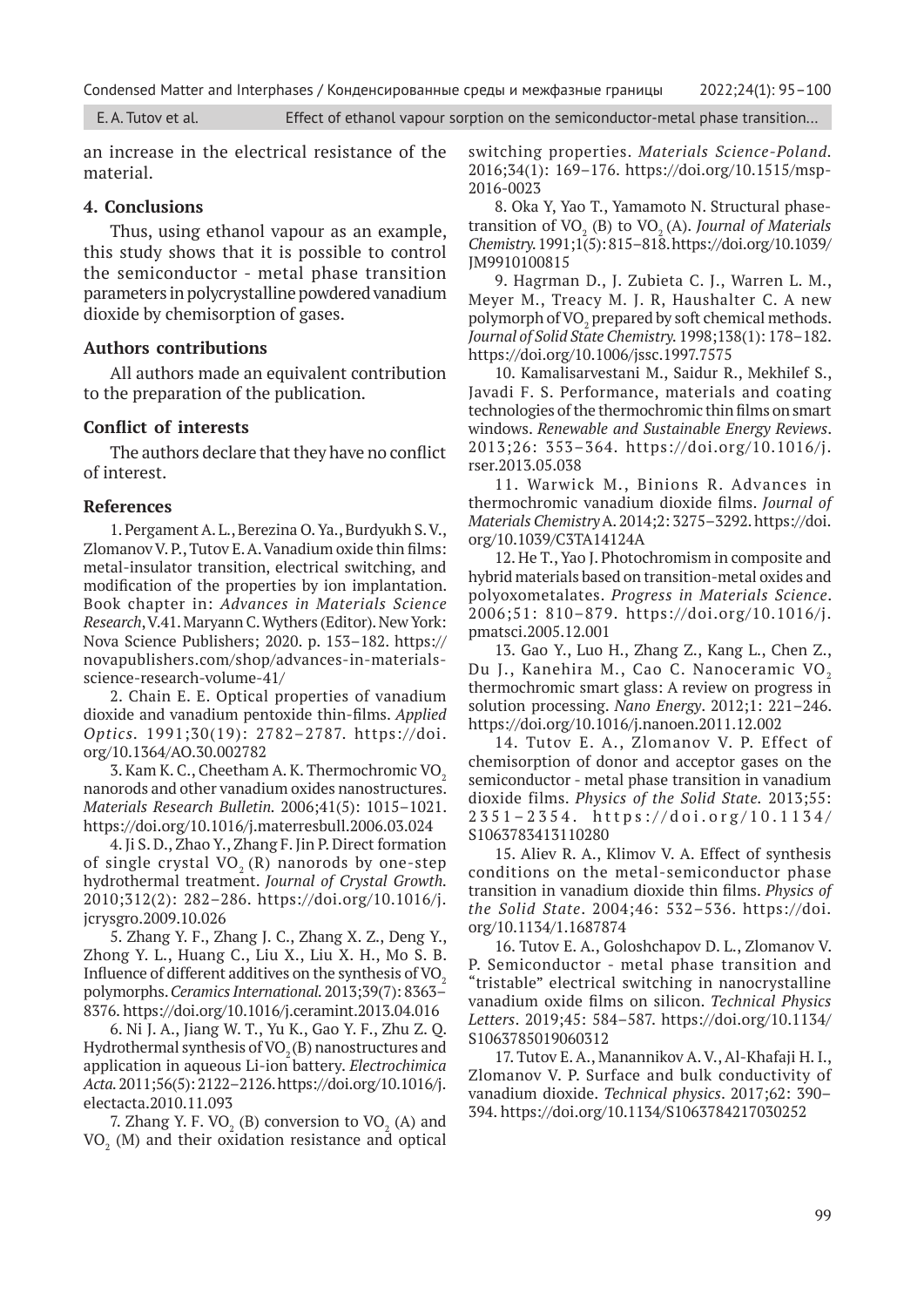an increase in the electrical resistance of the material.

## 4. Conclusions

Thus, using ethanol vapour as an example, this study shows that it is possible to control the semiconductor - metal phase transition parameters in polycrystalline powdered vanadium dioxide by chemisorption of gases.

## Authors contributions

All authors made an equivalent contribution to the preparation of the publication.

## Conflict of interests

The authors declare that they have no conflict of interest.

## References

1. Pergament A. L., Berezina O. Ya., Burdyukh S. V., Zlomanov V. P., Tutov E. A. Vanadium oxide thin films: metal-insulator transition, electrical switching, and modification of the properties by ion implantation. Book chapter in: *Advances in Materials Science Research*, V.41. Maryann C. Wythers (Editor). New York: Nova Science Publishers; 2020. p. 153–182. https://novapublishers.com/shop/advances-in-materials-science-research-volume-41/

2. Chain E. E. Optical properties of vanadium dioxide and vanadium pentoxide thin-films. *Applied Optics*. 1991;30(19): 2782–2787. https://doi.org/10.1364/AO.30.002782

3. Kam K. C., Cheetham A. K. Thermochromic $VO_2$ nanorods and other vanadium oxides nanostructures. *Materials Research Bulletin*. 2006;41(5): 1015–1021. https://doi.org/10.1016/j.materresbull.2006.03.024

4. Ji S. D., Zhao Y., Zhang F. Jin P. Direct formation of single crystal $VO_2$ (R) nanorods by one-step hydrothermal treatment. *Journal of Crystal Growth*. 2010;312(2): 282–286. https://doi.org/10.1016/j.jcrysgro.2009.10.026

5. Zhang Y. F., Zhang J. C., Zhang X. Z., Deng Y., Zhong Y. L., Huang C., Liu X., Liu X. H., Mo S. B. Influence of different additives on the synthesis of $VO_2$ polymorphs. *Ceramics International*. 2013;39(7): 8363–8376. https://doi.org/10.1016/j.ceramint.2013.04.016

6. Ni J. A., Jiang W. T., Yu K., Gao Y. F., Zhu Z. Q. Hydrothermal synthesis of $VO_2$ (B) nanostructures and application in aqueous Li-ion battery. *Electrochimica Acta*. 2011;56(5): 2122–2126. https://doi.org/10.1016/j.electacta.2010.11.093

7. Zhang Y. F. $VO_2$ (B) conversion to $VO_2$ (A) and $VO_2$ (M) and their oxidation resistance and optical switching properties. *Materials Science-Poland*. 2016;34(1): 169–176. https://doi.org/10.1515/msp-2016-0023

8. Oka Y, Yao T., Yamamoto N. Structural phase-transition of $VO_2$ (B) to $VO_2$ (A). *Journal of Materials Chemistry*. 1991;1(5): 815–818. https://doi.org/10.1039/JM9910100815

9. Hagrman D., J. Zubieta C. J., Warren L. M., Meyer M., Treacy M. J. R, Haushalter C. A new polymorph of $VO_2$ prepared by soft chemical methods. *Journal of Solid State Chemistry*. 1998;138(1): 178–182. https://doi.org/10.1006/jssc.1997.7575

10. Kamalisarvestani M., Saidur R., Mekhilef S., Javadi F. S. Performance, materials and coating technologies of the thermochromic thin films on smart windows. *Renewable and Sustainable Energy Reviews*. 2013;26: 353–364. https://doi.org/10.1016/j.rser.2013.05.038

11. Warwick M., Binions R. Advances in thermochromic vanadium dioxide films. *Journal of Materials Chemistry* A. 2014;2: 3275–3292. https://doi.org/10.1039/C3TA14124A

12. He T., Yao J. Photochromism in composite and hybrid materials based on transition-metal oxides and polyoxometalates. *Progress in Materials Science*. 2006;51: 810–879. https://doi.org/10.1016/j.pmatsci.2005.12.001

13. Gao Y., Luo H., Zhang Z., Kang L., Chen Z., Du J., Kanehira M., Cao C. Nanoceramic $VO_2$ thermochromic smart glass: A review on progress in solution processing. *Nano Energy*. 2012;1: 221–246. https://doi.org/10.1016/j.nanoen.2011.12.002

14. Tutov E. A., Zlomanov V. P. Effect of chemisorption of donor and acceptor gases on the semiconductor - metal phase transition in vanadium dioxide films. *Physics of the Solid State*. 2013;55: 2351–2354. https://doi.org/10.1134/S1063783413110280

15. Aliev R. A., Klimov V. A. Effect of synthesis conditions on the metal-semiconductor phase transition in vanadium dioxide thin films. *Physics of the Solid State*. 2004;46: 532–536. https://doi.org/10.1134/1.1687874

16. Tutov E. A., Goloshchapov D. L., Zlomanov V. P. Semiconductor - metal phase transition and "tristable" electrical switching in nanocrystalline vanadium oxide films on silicon. *Technical Physics Letters*. 2019;45: 584–587. https://doi.org/10.1134/S1063785019060312

17. Tutov E. A., Manannikov A. V., Al-Khafaji H. I., Zlomanov V. P. Surface and bulk conductivity of vanadium dioxide. *Technical physics*. 2017;62: 390–394. https://doi.org/10.1134/S1063784217030252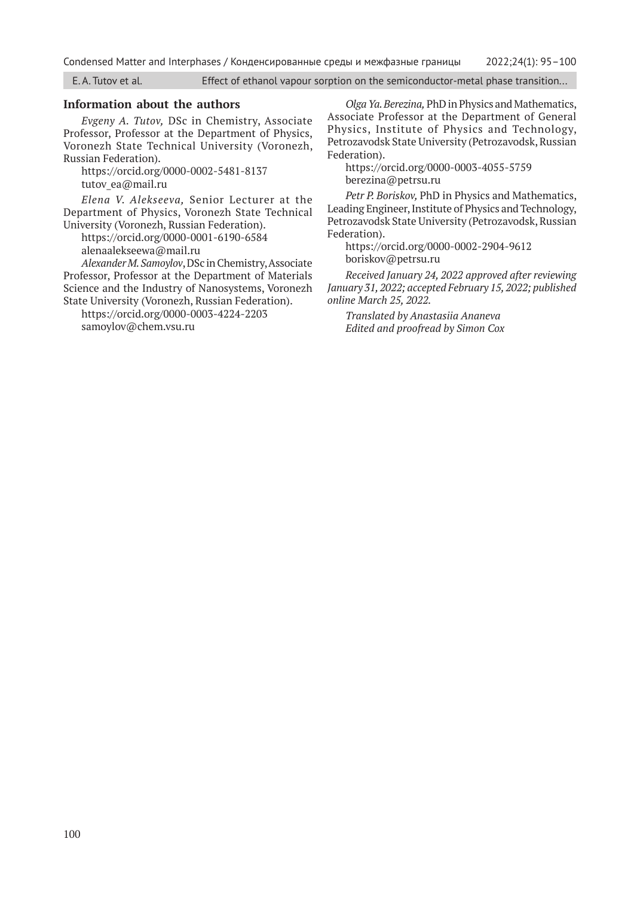**Information about the authors**

*Evgeny A. Tutov,* DSc in Chemistry, Associate Professor, Professor at the Department of Physics, Voronezh State Technical University (Voronezh, Russian Federation).

https://orcid.org/0000-0002-5481-8137
tutov_ea@mail.ru

*Elena V. Alekseeva,* Senior Lecturer at the Department of Physics, Voronezh State Technical University (Voronezh, Russian Federation).

https://orcid.org/0000-0001-6190-6584
alenaalekseewa@mail.ru

*Alexander M. Samoylov*, DSc in Chemistry, Associate Professor, Professor at the Department of Materials Science and the Industry of Nanosystems, Voronezh State University (Voronezh, Russian Federation).

https://orcid.org/0000-0003-4224-2203
samoylov@chem.vsu.ru

*Olga Ya. Berezina,* PhD in Physics and Mathematics, Associate Professor at the Department of General Physics, Institute of Physics and Technology, Petrozavodsk State University (Petrozavodsk, Russian Federation).

https://orcid.org/0000-0003-4055-5759
berezina@petrsu.ru

*Petr P. Boriskov,* PhD in Physics and Mathematics, Leading Engineer, Institute of Physics and Technology, Petrozavodsk State University (Petrozavodsk, Russian Federation).

https://orcid.org/0000-0002-2904-9612
boriskov@petrsu.ru

*Received January 24, 2022 approved after reviewing January 31, 2022; accepted February 15, 2022; published online March 25, 2022.*

*Translated by Anastasiia Ananeva*
*Edited and proofread by Simon Cox*